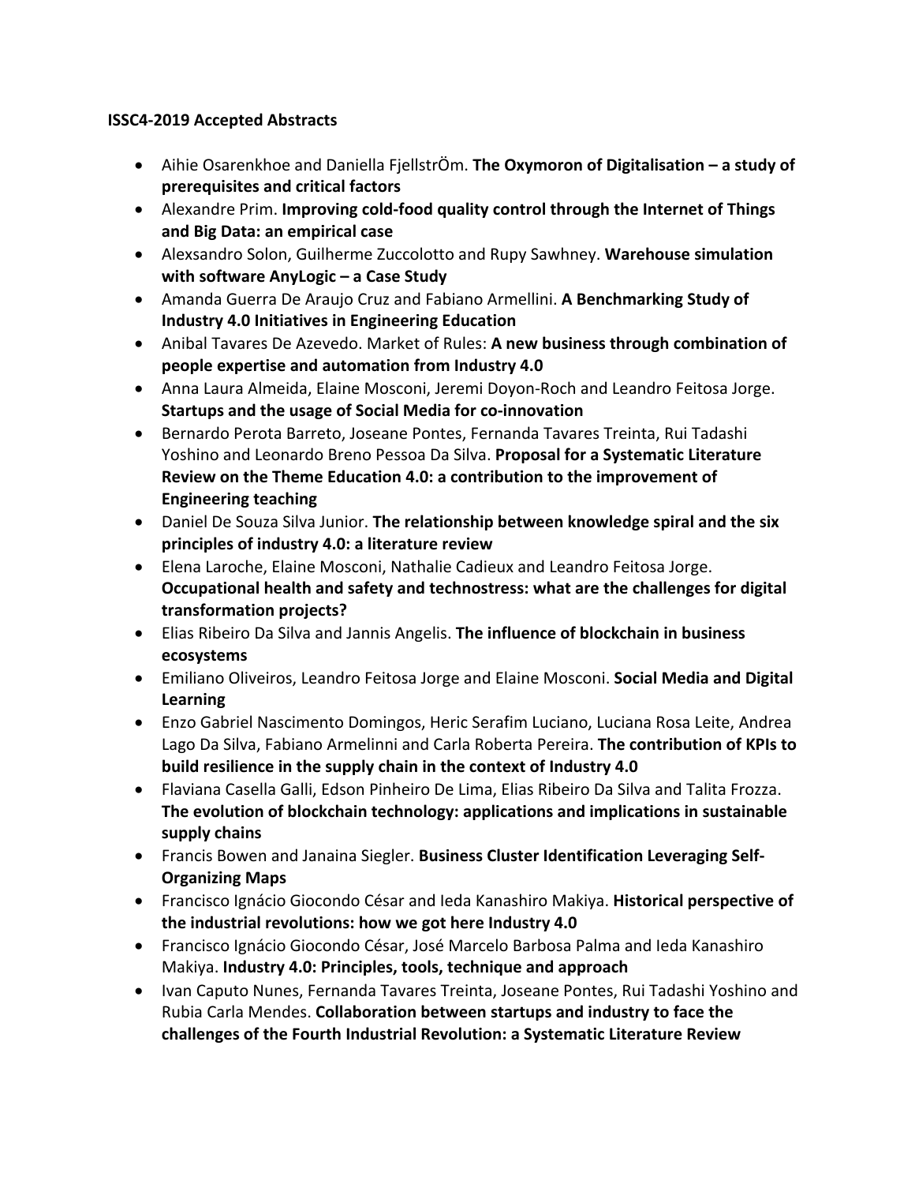**ISSC4-2019 Accepted Abstracts**

- Aihie Osarenkhoe and Daniella FjellstrÖm. **The Oxymoron of Digitalisation – a study of prerequisites and critical factors**
- Alexandre Prim. **Improving cold-food quality control through the Internet of Things and Big Data: an empirical case**
- Alexsandro Solon, Guilherme Zuccolotto and Rupy Sawhney. **Warehouse simulation with software AnyLogic – a Case Study**
- Amanda Guerra De Araujo Cruz and Fabiano Armellini. **A Benchmarking Study of Industry 4.0 Initiatives in Engineering Education**
- Anibal Tavares De Azevedo. Market of Rules: **A new business through combination of people expertise and automation from Industry 4.0**
- Anna Laura Almeida, Elaine Mosconi, Jeremi Doyon-Roch and Leandro Feitosa Jorge. **Startups and the usage of Social Media for co-innovation**
- Bernardo Perota Barreto, Joseane Pontes, Fernanda Tavares Treinta, Rui Tadashi Yoshino and Leonardo Breno Pessoa Da Silva. **Proposal for a Systematic Literature Review on the Theme Education 4.0: a contribution to the improvement of Engineering teaching**
- Daniel De Souza Silva Junior. **The relationship between knowledge spiral and the six principles of industry 4.0: a literature review**
- Elena Laroche, Elaine Mosconi, Nathalie Cadieux and Leandro Feitosa Jorge. **Occupational health and safety and technostress: what are the challenges for digital transformation projects?**
- Elias Ribeiro Da Silva and Jannis Angelis. **The influence of blockchain in business ecosystems**
- Emiliano Oliveiros, Leandro Feitosa Jorge and Elaine Mosconi. **Social Media and Digital Learning**
- Enzo Gabriel Nascimento Domingos, Heric Serafim Luciano, Luciana Rosa Leite, Andrea Lago Da Silva, Fabiano Armelinni and Carla Roberta Pereira. **The contribution of KPIs to build resilience in the supply chain in the context of Industry 4.0**
- Flaviana Casella Galli, Edson Pinheiro De Lima, Elias Ribeiro Da Silva and Talita Frozza. **The evolution of blockchain technology: applications and implications in sustainable supply chains**
- Francis Bowen and Janaina Siegler. **Business Cluster Identification Leveraging Self-Organizing Maps**
- Francisco Ignácio Giocondo César and Ieda Kanashiro Makiya. **Historical perspective of the industrial revolutions: how we got here Industry 4.0**
- Francisco Ignácio Giocondo César, José Marcelo Barbosa Palma and Ieda Kanashiro Makiya. **Industry 4.0: Principles, tools, technique and approach**
- Ivan Caputo Nunes, Fernanda Tavares Treinta, Joseane Pontes, Rui Tadashi Yoshino and Rubia Carla Mendes. **Collaboration between startups and industry to face the challenges of the Fourth Industrial Revolution: a Systematic Literature Review**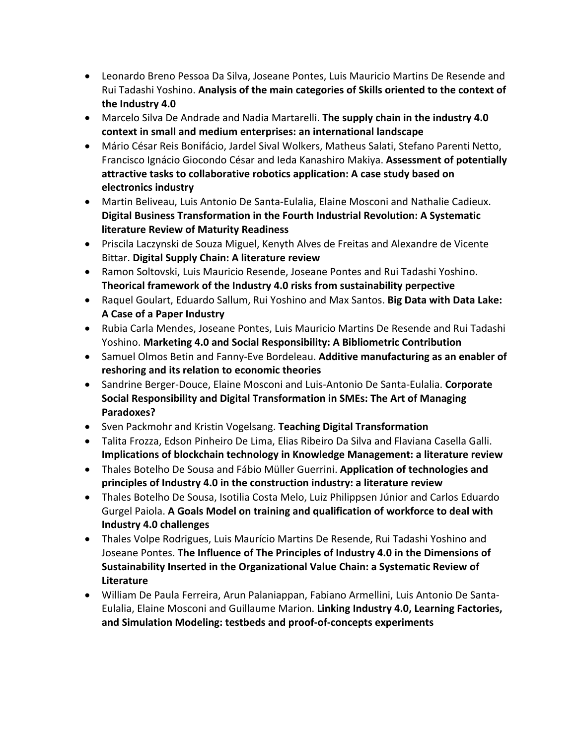- Leonardo Breno Pessoa Da Silva, Joseane Pontes, Luis Mauricio Martins De Resende and Rui Tadashi Yoshino. **Analysis of the main categories of Skills oriented to the context of the Industry 4.0**
- Marcelo Silva De Andrade and Nadia Martarelli. **The supply chain in the industry 4.0 context in small and medium enterprises: an international landscape**
- Mário César Reis Bonifácio, Jardel Sival Wolkers, Matheus Salati, Stefano Parenti Netto, Francisco Ignácio Giocondo César and Ieda Kanashiro Makiya. **Assessment of potentially attractive tasks to collaborative robotics application: A case study based on electronics industry**
- Martin Beliveau, Luis Antonio De Santa-Eulalia, Elaine Mosconi and Nathalie Cadieux. **Digital Business Transformation in the Fourth Industrial Revolution: A Systematic literature Review of Maturity Readiness**
- Priscila Laczynski de Souza Miguel, Kenyth Alves de Freitas and Alexandre de Vicente Bittar. **Digital Supply Chain: A literature review**
- Ramon Soltovski, Luis Mauricio Resende, Joseane Pontes and Rui Tadashi Yoshino. **Theorical framework of the Industry 4.0 risks from sustainability perpective**
- Raquel Goulart, Eduardo Sallum, Rui Yoshino and Max Santos. **Big Data with Data Lake: A Case of a Paper Industry**
- Rubia Carla Mendes, Joseane Pontes, Luis Mauricio Martins De Resende and Rui Tadashi Yoshino. **Marketing 4.0 and Social Responsibility: A Bibliometric Contribution**
- Samuel Olmos Betin and Fanny-Eve Bordeleau. **Additive manufacturing as an enabler of reshoring and its relation to economic theories**
- Sandrine Berger-Douce, Elaine Mosconi and Luis-Antonio De Santa-Eulalia. **Corporate Social Responsibility and Digital Transformation in SMEs: The Art of Managing Paradoxes?**
- Sven Packmohr and Kristin Vogelsang. **Teaching Digital Transformation**
- Talita Frozza, Edson Pinheiro De Lima, Elias Ribeiro Da Silva and Flaviana Casella Galli. **Implications of blockchain technology in Knowledge Management: a literature review**
- Thales Botelho De Sousa and Fábio Müller Guerrini. **Application of technologies and principles of Industry 4.0 in the construction industry: a literature review**
- Thales Botelho De Sousa, Isotilia Costa Melo, Luiz Philippsen Júnior and Carlos Eduardo Gurgel Paiola. **A Goals Model on training and qualification of workforce to deal with Industry 4.0 challenges**
- Thales Volpe Rodrigues, Luis Maurício Martins De Resende, Rui Tadashi Yoshino and Joseane Pontes. **The Influence of The Principles of Industry 4.0 in the Dimensions of Sustainability Inserted in the Organizational Value Chain: a Systematic Review of Literature**
- William De Paula Ferreira, Arun Palaniappan, Fabiano Armellini, Luis Antonio De Santa-Eulalia, Elaine Mosconi and Guillaume Marion. **Linking Industry 4.0, Learning Factories, and Simulation Modeling: testbeds and proof-of-concepts experiments**